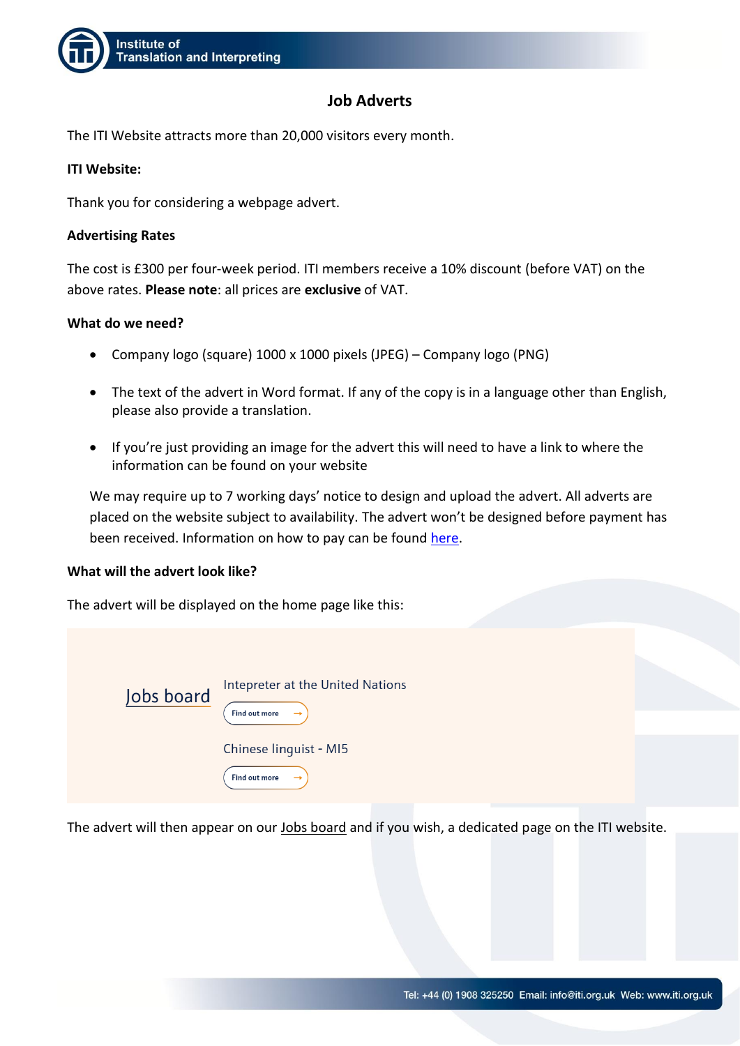# Job Adverts

The ITI Website attracts more than 20,000 visitors every month.

**ITI Website:**

Thank you for considering a webpage advert.

**Advertising Rates**

The cost is £300 per four-week period. ITI members receive a 10% discount (before VAT) on the above rates. **Please note**: all prices are **exclusive** of VAT.

**What do we need?**

- Company logo (square) 1000 x 1000 pixels (JPEG) – Company logo (PNG)
- The text of the advert in Word format. If any of the copy is in a language other than English, please also provide a translation.
- If you're just providing an image for the advert this will need to have a link to where the information can be found on your website

We may require up to 7 working days' notice to design and upload the advert. All adverts are placed on the website subject to availability. The advert won't be designed before payment has been received. Information on how to pay can be found here.

**What will the advert look like?**

The advert will be displayed on the home page like this:

Jobs board

Intepreter at the United Nations

Find out more →

Chinese linguist - MI5

Find out more →

The advert will then appear on our Jobs board and if you wish, a dedicated page on the ITI website.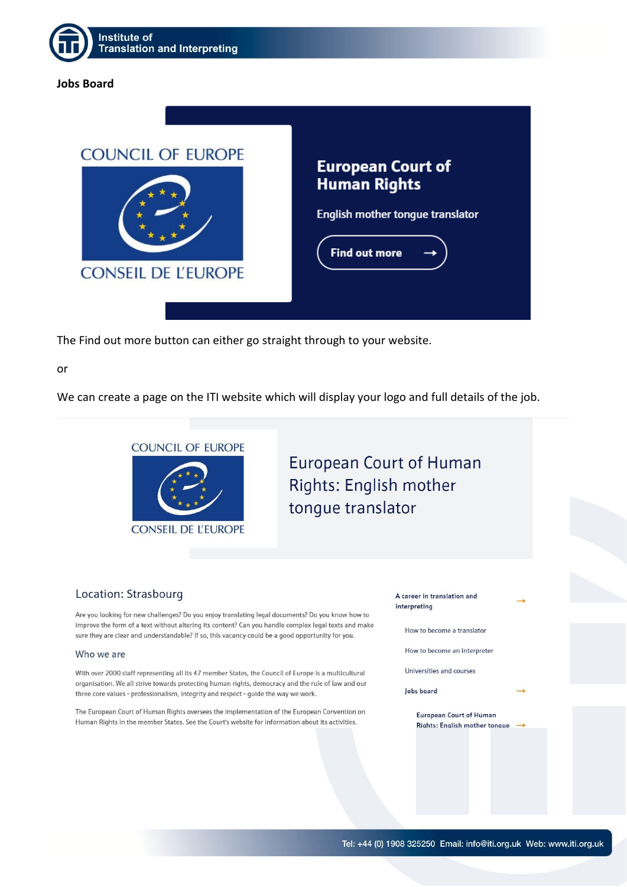**Jobs Board**

COUNCIL OF EUROPE

CONSEIL DE L'EUROPE

**European Court of Human Rights**

English mother tongue translator

Find out more →

The Find out more button can either go straight through to your website.

or

We can create a page on the ITI website which will display your logo and full details of the job.

COUNCIL OF EUROPE

CONSEIL DE L'EUROPE

## European Court of Human Rights: English mother tongue translator

### Location: Strasbourg

Are you looking for new challenges? Do you enjoy translating legal documents? Do you know how to improve the form of a text without altering its content? Can you handle complex legal texts and make sure they are clear and understandable? If so, this vacancy could be a good opportunity for you.

### Who we are

With over 2000 staff representing all its 47 member States, the Council of Europe is a multicultural organisation. We all strive towards protecting human rights, democracy and the rule of law and our three core values - professionalism, integrity and respect - guide the way we work.

The European Court of Human Rights oversees the implementation of the European Convention on Human Rights in the member States. See the Court's website for information about its activities.

A career in translation and interpreting →

- How to become a translator
- How to become an interpreter
- Universities and courses
- Jobs board →
  - European Court of Human Rights: English mother tongue →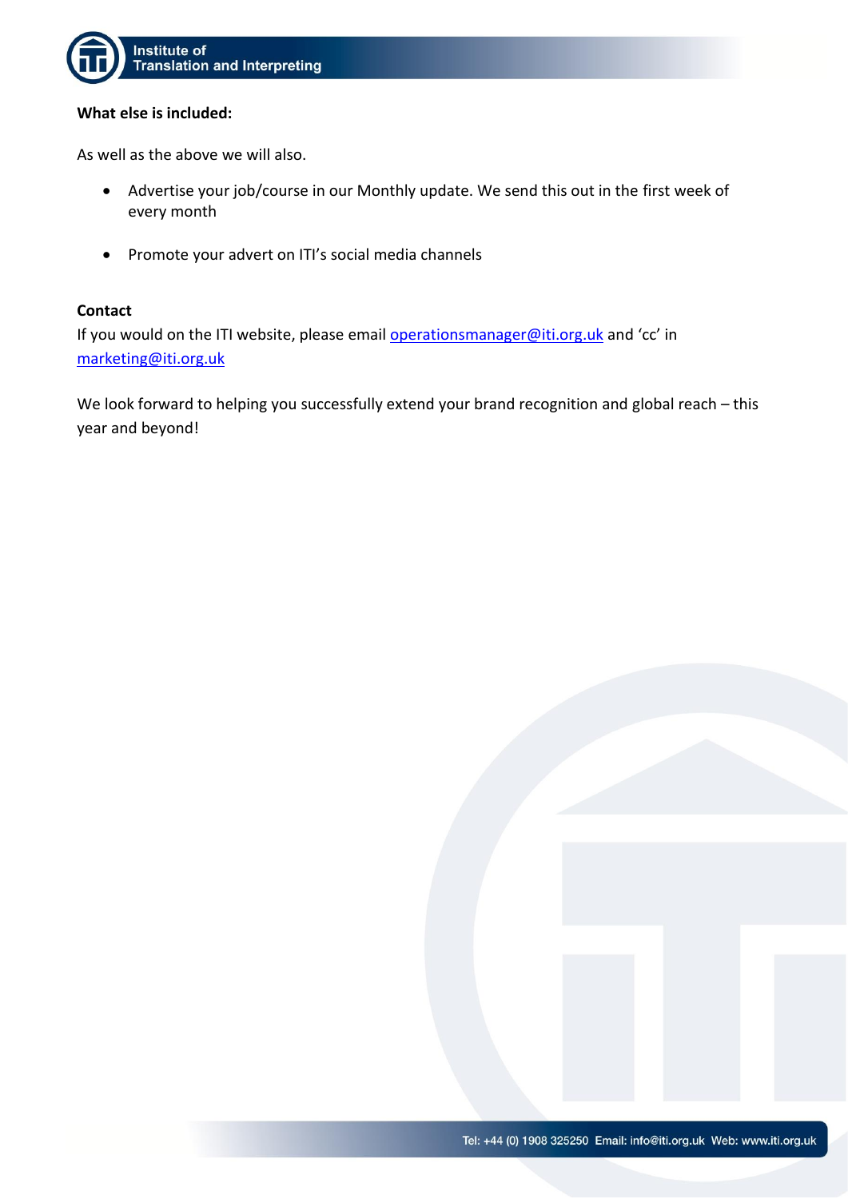**What else is included:**

As well as the above we will also.

- Advertise your job/course in our Monthly update. We send this out in the first week of every month
- Promote your advert on ITI's social media channels

**Contact**

If you would on the ITI website, please email operationsmanager@iti.org.uk and 'cc' in marketing@iti.org.uk

We look forward to helping you successfully extend your brand recognition and global reach – this year and beyond!